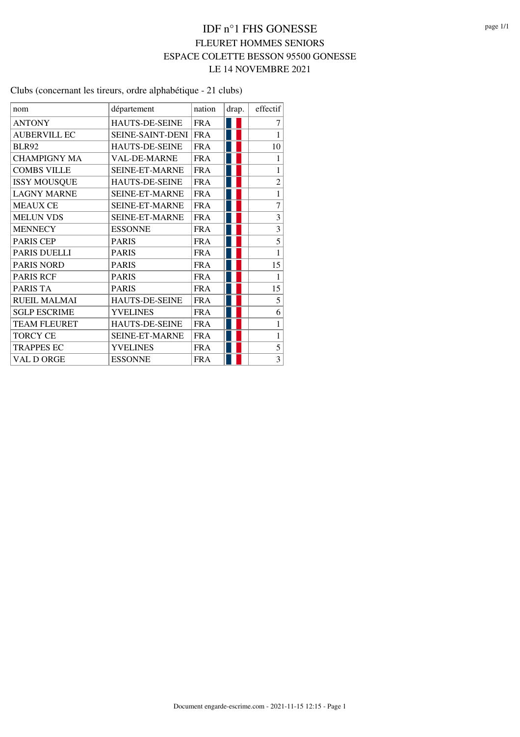# IDF n°1 FHS GONESSE

FLEURET HOMMES SENIORS

ESPACE COLETTE BESSON 95500 GONESSE

LE 14 NOVEMBRE 2021

Clubs (concernant les tireurs, ordre alphabétique - 21 clubs)

| nom | département | nation | drap. | effectif |
|---|---|---|---|---|
| ANTONY | HAUTS-DE-SEINE | FRA | | 7 |
| AUBERVILL EC | SEINE-SAINT-DENI | FRA | | 1 |
| BLR92 | HAUTS-DE-SEINE | FRA | | 10 |
| CHAMPIGNY MA | VAL-DE-MARNE | FRA | | 1 |
| COMBS VILLE | SEINE-ET-MARNE | FRA | | 1 |
| ISSY MOUSQUE | HAUTS-DE-SEINE | FRA | | 2 |
| LAGNY MARNE | SEINE-ET-MARNE | FRA | | 1 |
| MEAUX CE | SEINE-ET-MARNE | FRA | | 7 |
| MELUN VDS | SEINE-ET-MARNE | FRA | | 3 |
| MENNECY | ESSONNE | FRA | | 3 |
| PARIS CEP | PARIS | FRA | | 5 |
| PARIS DUELLI | PARIS | FRA | | 1 |
| PARIS NORD | PARIS | FRA | | 15 |
| PARIS RCF | PARIS | FRA | | 1 |
| PARIS TA | PARIS | FRA | | 15 |
| RUEIL MALMAI | HAUTS-DE-SEINE | FRA | | 5 |
| SGLP ESCRIME | YVELINES | FRA | | 6 |
| TEAM FLEURET | HAUTS-DE-SEINE | FRA | | 1 |
| TORCY CE | SEINE-ET-MARNE | FRA | | 1 |
| TRAPPES EC | YVELINES | FRA | | 5 |
| VAL D ORGE | ESSONNE | FRA | | 3 |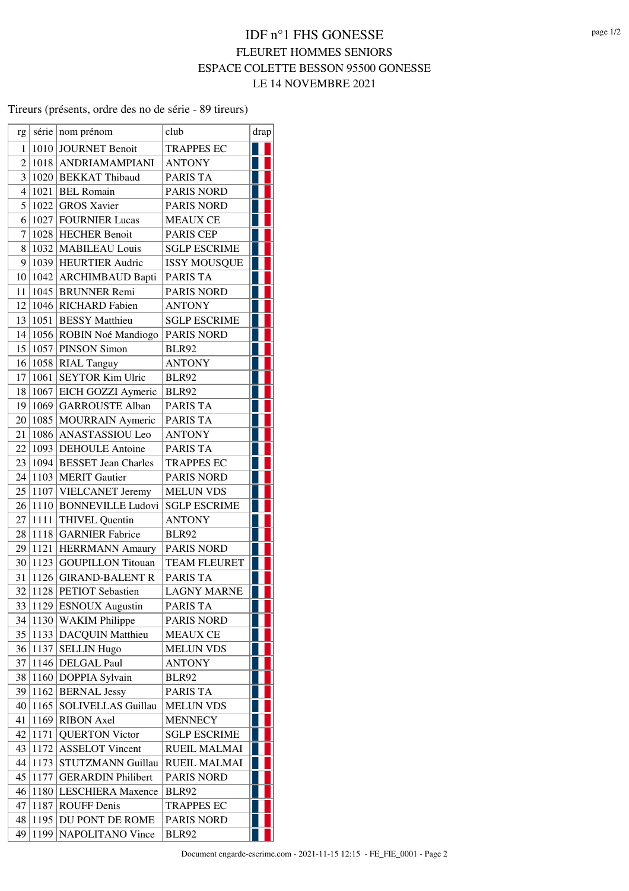# IDF n°1 FHS GONESSE

FLEURET HOMMES SENIORS

ESPACE COLETTE BESSON 95500 GONESSE

LE 14 NOVEMBRE 2021

Tireurs (présents, ordre des no de série - 89 tireurs)

| rg | série | nom prénom | club | drap |
|---|---|---|---|---|
| 1 | 1010 | JOURNET Benoit | TRAPPES EC | |
| 2 | 1018 | ANDRIAMAMPIANI | ANTONY | |
| 3 | 1020 | BEKKAT Thibaud | PARIS TA | |
| 4 | 1021 | BEL Romain | PARIS NORD | |
| 5 | 1022 | GROS Xavier | PARIS NORD | |
| 6 | 1027 | FOURNIER Lucas | MEAUX CE | |
| 7 | 1028 | HECHER Benoit | PARIS CEP | |
| 8 | 1032 | MABILEAU Louis | SGLP ESCRIME | |
| 9 | 1039 | HEURTIER Audric | ISSY MOUSQUE | |
| 10 | 1042 | ARCHIMBAUD Bapti | PARIS TA | |
| 11 | 1045 | BRUNNER Remi | PARIS NORD | |
| 12 | 1046 | RICHARD Fabien | ANTONY | |
| 13 | 1051 | BESSY Matthieu | SGLP ESCRIME | |
| 14 | 1056 | ROBIN Noé Mandiogo | PARIS NORD | |
| 15 | 1057 | PINSON Simon | BLR92 | |
| 16 | 1058 | RIAL Tanguy | ANTONY | |
| 17 | 1061 | SEYTOR Kim Ulric | BLR92 | |
| 18 | 1067 | EICH GOZZI Aymeric | BLR92 | |
| 19 | 1069 | GARROUSTE Alban | PARIS TA | |
| 20 | 1085 | MOURRAIN Aymeric | PARIS TA | |
| 21 | 1086 | ANASTASSIOU Leo | ANTONY | |
| 22 | 1093 | DEHOULE Antoine | PARIS TA | |
| 23 | 1094 | BESSET Jean Charles | TRAPPES EC | |
| 24 | 1103 | MERIT Gautier | PARIS NORD | |
| 25 | 1107 | VIELCANET Jeremy | MELUN VDS | |
| 26 | 1110 | BONNEVILLE Ludovi | SGLP ESCRIME | |
| 27 | 1111 | THIVEL Quentin | ANTONY | |
| 28 | 1118 | GARNIER Fabrice | BLR92 | |
| 29 | 1121 | HERRMANN Amaury | PARIS NORD | |
| 30 | 1123 | GOUPILLON Titouan | TEAM FLEURET | |
| 31 | 1126 | GIRAND-BALENT R | PARIS TA | |
| 32 | 1128 | PETIOT Sebastien | LAGNY MARNE | |
| 33 | 1129 | ESNOUX Augustin | PARIS TA | |
| 34 | 1130 | WAKIM Philippe | PARIS NORD | |
| 35 | 1133 | DACQUIN Matthieu | MEAUX CE | |
| 36 | 1137 | SELLIN Hugo | MELUN VDS | |
| 37 | 1146 | DELGAL Paul | ANTONY | |
| 38 | 1160 | DOPPIA Sylvain | BLR92 | |
| 39 | 1162 | BERNAL Jessy | PARIS TA | |
| 40 | 1165 | SOLIVELLAS Guillau | MELUN VDS | |
| 41 | 1169 | RIBON Axel | MENNECY | |
| 42 | 1171 | QUERTON Victor | SGLP ESCRIME | |
| 43 | 1172 | ASSELOT Vincent | RUEIL MALMAI | |
| 44 | 1173 | STUTZMANN Guillau | RUEIL MALMAI | |
| 45 | 1177 | GERARDIN Philibert | PARIS NORD | |
| 46 | 1180 | LESCHIERA Maxence | BLR92 | |
| 47 | 1187 | ROUFF Denis | TRAPPES EC | |
| 48 | 1195 | DU PONT DE ROME | PARIS NORD | |
| 49 | 1199 | NAPOLITANO Vince | BLR92 | |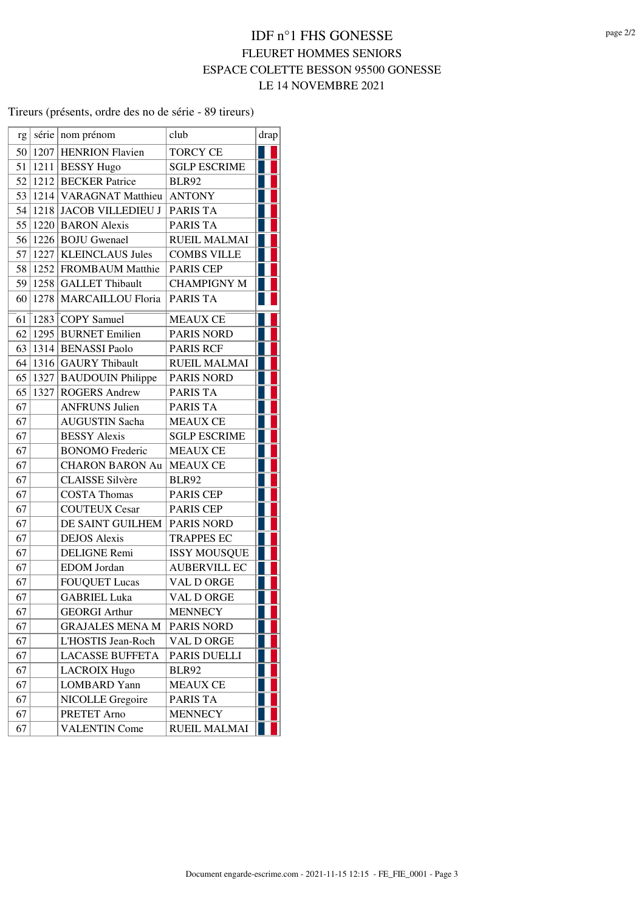# IDF n°1 FHS GONESSE

## FLEURET HOMMES SENIORS

## ESPACE COLETTE BESSON 95500 GONESSE

## LE 14 NOVEMBRE 2021

Tireurs (présents, ordre des no de série - 89 tireurs)

| rg | série | nom prénom | club | drap |
|---|---|---|---|---|
| 50 | 1207 | HENRION Flavien | TORCY CE | |
| 51 | 1211 | BESSY Hugo | SGLP ESCRIME | |
| 52 | 1212 | BECKER Patrice | BLR92 | |
| 53 | 1214 | VARAGNAT Matthieu | ANTONY | |
| 54 | 1218 | JACOB VILLEDIEU J | PARIS TA | |
| 55 | 1220 | BARON Alexis | PARIS TA | |
| 56 | 1226 | BOJU Gwenael | RUEIL MALMAI | |
| 57 | 1227 | KLEINCLAUS Jules | COMBS VILLE | |
| 58 | 1252 | FROMBAUM Matthie | PARIS CEP | |
| 59 | 1258 | GALLET Thibault | CHAMPIGNY M | |
| 60 | 1278 | MARCAILLOU Floria | PARIS TA | |
| 61 | 1283 | COPY Samuel | MEAUX CE | |
| 62 | 1295 | BURNET Emilien | PARIS NORD | |
| 63 | 1314 | BENASSI Paolo | PARIS RCF | |
| 64 | 1316 | GAURY Thibault | RUEIL MALMAI | |
| 65 | 1327 | BAUDOUIN Philippe | PARIS NORD | |
| 65 | 1327 | ROGERS Andrew | PARIS TA | |
| 67 | | ANFRUNS Julien | PARIS TA | |
| 67 | | AUGUSTIN Sacha | MEAUX CE | |
| 67 | | BESSY Alexis | SGLP ESCRIME | |
| 67 | | BONOMO Frederic | MEAUX CE | |
| 67 | | CHARON BARON Au | MEAUX CE | |
| 67 | | CLAISSE Silvère | BLR92 | |
| 67 | | COSTA Thomas | PARIS CEP | |
| 67 | | COUTEUX Cesar | PARIS CEP | |
| 67 | | DE SAINT GUILHEM | PARIS NORD | |
| 67 | | DEJOS Alexis | TRAPPES EC | |
| 67 | | DELIGNE Remi | ISSY MOUSQUE | |
| 67 | | EDOM Jordan | AUBERVILL EC | |
| 67 | | FOUQUET Lucas | VAL D ORGE | |
| 67 | | GABRIEL Luka | VAL D ORGE | |
| 67 | | GEORGI Arthur | MENNECY | |
| 67 | | GRAJALES MENA M | PARIS NORD | |
| 67 | | L'HOSTIS Jean-Roch | VAL D ORGE | |
| 67 | | LACASSE BUFFETA | PARIS DUELLI | |
| 67 | | LACROIX Hugo | BLR92 | |
| 67 | | LOMBARD Yann | MEAUX CE | |
| 67 | | NICOLLE Gregoire | PARIS TA | |
| 67 | | PRETET Arno | MENNECY | |
| 67 | | VALENTIN Come | RUEIL MALMAI | |

Document engarde-escrime.com - 2021-11-15 12:15 - FE_FIE_0001 - Page 3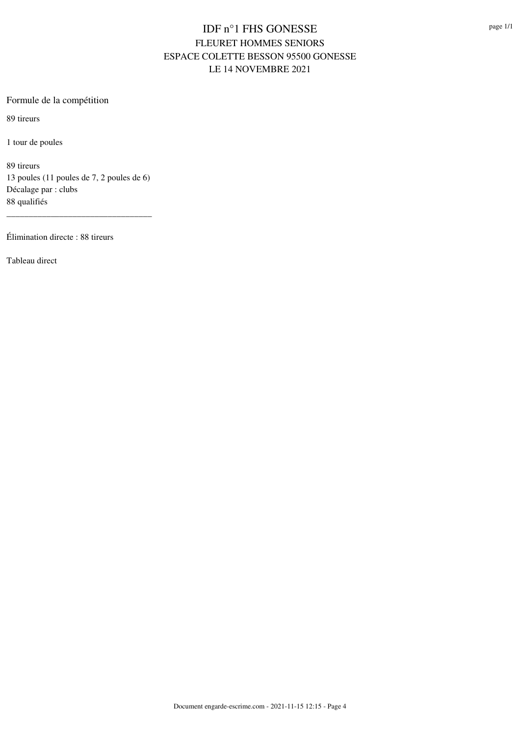# IDF n°1 FHS GONESSE

FLEURET HOMMES SENIORS

ESPACE COLETTE BESSON 95500 GONESSE

LE 14 NOVEMBRE 2021

## Formule de la compétition

89 tireurs

1 tour de poules

89 tireurs
13 poules (11 poules de 7, 2 poules de 6)
Décalage par : clubs
88 qualifiés

---

Élimination directe : 88 tireurs

Tableau direct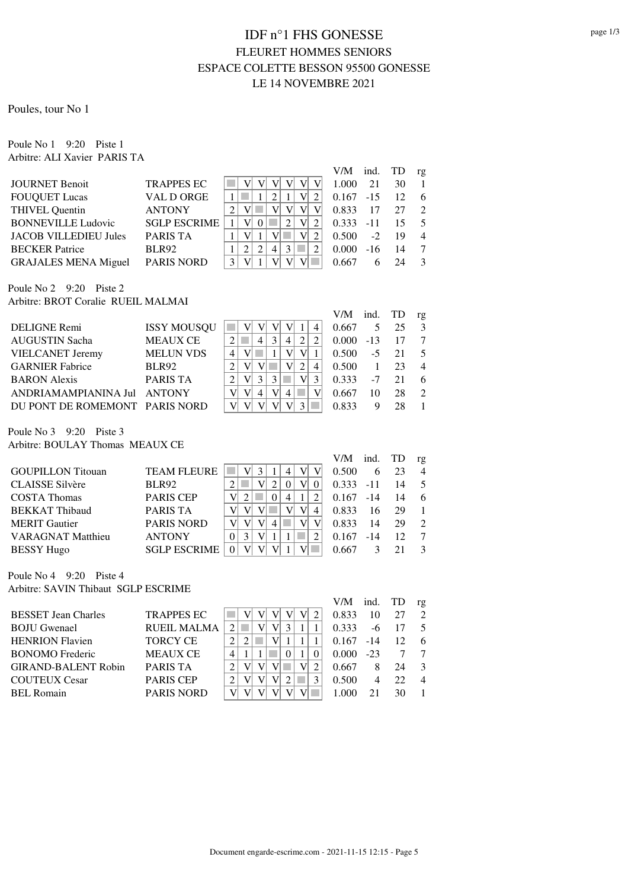# IDF n°1 FHS GONESSE

FLEURET HOMMES SENIORS

ESPACE COLETTE BESSON 95500 GONESSE

LE 14 NOVEMBRE 2021

Poules, tour No 1

Poule No 1 9:20 Piste 1

Arbitre: ALI Xavier PARIS TA

| | | | | | | | | | V/M | ind. | TD | rg |
|---|---|---|---|---|---|---|---|---|---|---|---|---|
| JOURNET Benoit | TRAPPES EC | | V | V | V | V | V | V | 1.000 | 21 | 30 | 1 |
| FOUQUET Lucas | VAL D ORGE | 1 | | 1 | 2 | 1 | V | 2 | 0.167 | -15 | 12 | 6 |
| THIVEL Quentin | ANTONY | 2 | V | | V | V | V | V | 0.833 | 17 | 27 | 2 |
| BONNEVILLE Ludovic | SGLP ESCRIME | 1 | V | 0 | | 2 | V | 2 | 0.333 | -11 | 15 | 5 |
| JACOB VILLEDIEU Jules | PARIS TA | 1 | V | 1 | V | | V | 2 | 0.500 | -2 | 19 | 4 |
| BECKER Patrice | BLR92 | 1 | 2 | 2 | 4 | 3 | | 2 | 0.000 | -16 | 14 | 7 |
| GRAJALES MENA Miguel | PARIS NORD | 3 | V | 1 | V | V | V | | 0.667 | 6 | 24 | 3 |

Poule No 2 9:20 Piste 2

Arbitre: BROT Coralie RUEIL MALMAI

| | | | | | | | | | V/M | ind. | TD | rg |
|---|---|---|---|---|---|---|---|---|---|---|---|---|
| DELIGNE Remi | ISSY MOUSQU | | V | V | V | V | 1 | 4 | 0.667 | 5 | 25 | 3 |
| AUGUSTIN Sacha | MEAUX CE | 2 | | 4 | 3 | 4 | 2 | 2 | 0.000 | -13 | 17 | 7 |
| VIELCANET Jeremy | MELUN VDS | 4 | V | | 1 | V | V | 1 | 0.500 | -5 | 21 | 5 |
| GARNIER Fabrice | BLR92 | 2 | V | V | | V | 2 | 4 | 0.500 | 1 | 23 | 4 |
| BARON Alexis | PARIS TA | 2 | V | 3 | 3 | | V | 3 | 0.333 | -7 | 21 | 6 |
| ANDRIAMAMPIANINA Jul | ANTONY | V | V | 4 | V | 4 | | V | 0.667 | 10 | 28 | 2 |
| DU PONT DE ROMEMONT | PARIS NORD | V | V | V | V | V | 3 | | 0.833 | 9 | 28 | 1 |

Poule No 3 9:20 Piste 3

Arbitre: BOULAY Thomas MEAUX CE

| | | | | | | | | | V/M | ind. | TD | rg |
|---|---|---|---|---|---|---|---|---|---|---|---|---|
| GOUPILLON Titouan | TEAM FLEURE | | V | 3 | 1 | 4 | V | V | 0.500 | 6 | 23 | 4 |
| CLAISSE Silvère | BLR92 | 2 | | V | 2 | 0 | V | 0 | 0.333 | -11 | 14 | 5 |
| COSTA Thomas | PARIS CEP | V | 2 | | 0 | 4 | 1 | 2 | 0.167 | -14 | 14 | 6 |
| BEKKAT Thibaud | PARIS TA | V | V | V | | V | V | 4 | 0.833 | 16 | 29 | 1 |
| MERIT Gautier | PARIS NORD | V | V | V | 4 | | V | V | 0.833 | 14 | 29 | 2 |
| VARAGNAT Matthieu | ANTONY | 0 | 3 | V | 1 | 1 | | 2 | 0.167 | -14 | 12 | 7 |
| BESSY Hugo | SGLP ESCRIME | 0 | V | V | V | 1 | V | | 0.667 | 3 | 21 | 3 |

Poule No 4 9:20 Piste 4

Arbitre: SAVIN Thibaut SGLP ESCRIME

| | | | | | | | | | V/M | ind. | TD | rg |
|---|---|---|---|---|---|---|---|---|---|---|---|---|
| BESSET Jean Charles | TRAPPES EC | | V | V | V | V | V | 2 | 0.833 | 10 | 27 | 2 |
| BOJU Gwenael | RUEIL MALMA | 2 | | V | V | 3 | 1 | 1 | 0.333 | -6 | 17 | 5 |
| HENRION Flavien | TORCY CE | 2 | 2 | | V | 1 | 1 | 1 | 0.167 | -14 | 12 | 6 |
| BONOMO Frederic | MEAUX CE | 4 | 1 | 1 | | 0 | 1 | 0 | 0.000 | -23 | 7 | 7 |
| GIRAND-BALENT Robin | PARIS TA | 2 | V | V | V | | V | 2 | 0.667 | 8 | 24 | 3 |
| COUTEUX Cesar | PARIS CEP | 2 | V | V | V | 2 | | 3 | 0.500 | 4 | 22 | 4 |
| BEL Romain | PARIS NORD | V | V | V | V | V | V | | 1.000 | 21 | 30 | 1 |

Document engarde-escrime.com - 2021-11-15 12:15 - Page 5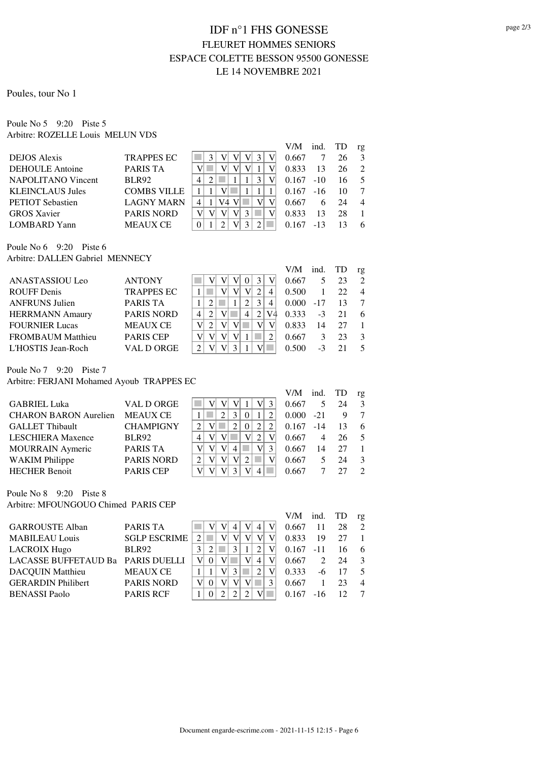# IDF n°1 FHS GONESSE

## FLEURET HOMMES SENIORS

ESPACE COLETTE BESSON 95500 GONESSE

LE 14 NOVEMBRE 2021

Poules, tour No 1

Poule No 5 9:20 Piste 5

Arbitre: ROZELLE Louis MELUN VDS

| | | 1 | 2 | 3 | 4 | 5 | 6 | 7 | V/M | ind. | TD | rg |
|---|---|---|---|---|---|---|---|---|---|---|---|---|
| DEJOS Alexis | TRAPPES EC | | 3 | V | V | V | 3 | V | 0.667 | 7 | 26 | 3 |
| DEHOULE Antoine | PARIS TA | V | | V | V | V | 1 | V | 0.833 | 13 | 26 | 2 |
| NAPOLITANO Vincent | BLR92 | 4 | 2 | | 1 | 1 | 3 | V | 0.167 | -10 | 16 | 5 |
| KLEINCLAUS Jules | COMBS VILLE | 1 | 1 | V | | 1 | 1 | 1 | 0.167 | -16 | 10 | 7 |
| PETIOT Sebastien | LAGNY MARN | 4 | 1 | V4 | V | | V | V | 0.667 | 6 | 24 | 4 |
| GROS Xavier | PARIS NORD | V | V | V | V | 3 | | V | 0.833 | 13 | 28 | 1 |
| LOMBARD Yann | MEAUX CE | 0 | 1 | 2 | V | 3 | 2 | | 0.167 | -13 | 13 | 6 |

Poule No 6 9:20 Piste 6

Arbitre: DALLEN Gabriel MENNECY

| | | 1 | 2 | 3 | 4 | 5 | 6 | 7 | V/M | ind. | TD | rg |
|---|---|---|---|---|---|---|---|---|---|---|---|---|
| ANASTASSIOU Leo | ANTONY | | V | V | V | 0 | 3 | V | 0.667 | 5 | 23 | 2 |
| ROUFF Denis | TRAPPES EC | 1 | | V | V | V | 2 | 4 | 0.500 | 1 | 22 | 4 |
| ANFRUNS Julien | PARIS TA | 1 | 2 | | 1 | 2 | 3 | 4 | 0.000 | -17 | 13 | 7 |
| HERRMANN Amaury | PARIS NORD | 4 | 2 | V | | 4 | 2 | V4 | 0.333 | -3 | 21 | 6 |
| FOURNIER Lucas | MEAUX CE | V | 2 | V | V | | V | V | 0.833 | 14 | 27 | 1 |
| FROMBAUM Matthieu | PARIS CEP | V | V | V | V | 1 | | 2 | 0.667 | 3 | 23 | 3 |
| L'HOSTIS Jean-Roch | VAL D ORGE | 2 | V | V | 3 | 1 | V | | 0.500 | -3 | 21 | 5 |

Poule No 7 9:20 Piste 7

Arbitre: FERJANI Mohamed Ayoub TRAPPES EC

| | | 1 | 2 | 3 | 4 | 5 | 6 | 7 | V/M | ind. | TD | rg |
|---|---|---|---|---|---|---|---|---|---|---|---|---|
| GABRIEL Luka | VAL D ORGE | | V | V | V | 1 | V | 3 | 0.667 | 5 | 24 | 3 |
| CHARON BARON Aurelien | MEAUX CE | 1 | | 2 | 3 | 0 | 1 | 2 | 0.000 | -21 | 9 | 7 |
| GALLET Thibault | CHAMPIGNY | 2 | V | | 2 | 0 | 2 | 2 | 0.167 | -14 | 13 | 6 |
| LESCHIERA Maxence | BLR92 | 4 | V | V | | V | 2 | V | 0.667 | 4 | 26 | 5 |
| MOURRAIN Aymeric | PARIS TA | V | V | V | 4 | | V | 3 | 0.667 | 14 | 27 | 1 |
| WAKIM Philippe | PARIS NORD | 2 | V | V | V | 2 | | V | 0.667 | 5 | 24 | 3 |
| HECHER Benoit | PARIS CEP | V | V | V | 3 | V | 4 | | 0.667 | 7 | 27 | 2 |

Poule No 8 9:20 Piste 8

Arbitre: MFOUNGOUO Chimed PARIS CEP

| | | 1 | 2 | 3 | 4 | 5 | 6 | 7 | V/M | ind. | TD | rg |
|---|---|---|---|---|---|---|---|---|---|---|---|---|
| GARROUSTE Alban | PARIS TA | | V | V | 4 | V | 4 | V | 0.667 | 11 | 28 | 2 |
| MABILEAU Louis | SGLP ESCRIME | 2 | | V | V | V | V | V | 0.833 | 19 | 27 | 1 |
| LACROIX Hugo | BLR92 | 3 | 2 | | 3 | 1 | 2 | V | 0.167 | -11 | 16 | 6 |
| LACASSE BUFFETAUD Ba | PARIS DUELLI | V | 0 | V | | V | 4 | V | 0.667 | 2 | 24 | 3 |
| DACQUIN Matthieu | MEAUX CE | 1 | 1 | V | 3 | | 2 | V | 0.333 | -6 | 17 | 5 |
| GERARDIN Philibert | PARIS NORD | V | 0 | V | V | V | | 3 | 0.667 | 1 | 23 | 4 |
| BENASSI Paolo | PARIS RCF | 1 | 0 | 2 | 2 | 2 | V | | 0.167 | -16 | 12 | 7 |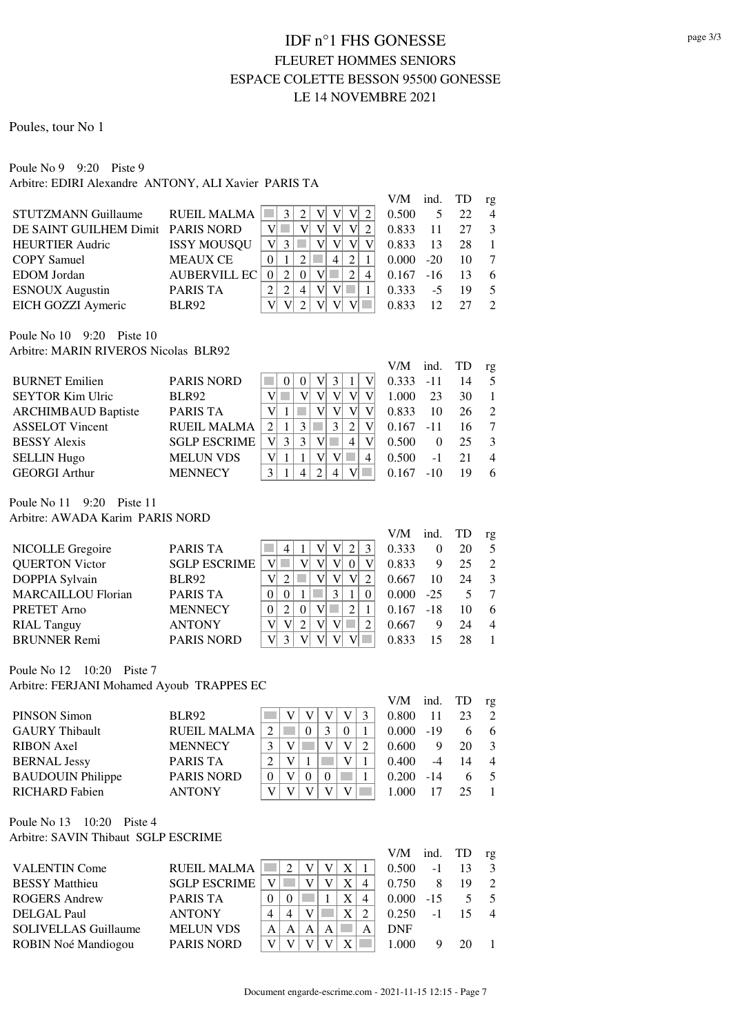# IDF n°1 FHS GONESSE

## FLEURET HOMMES SENIORS

## ESPACE COLETTE BESSON 95500 GONESSE

## LE 14 NOVEMBRE 2021

Poules, tour No 1

Poule No 9 9:20 Piste 9
Arbitre: EDIRI Alexandre ANTONY, ALI Xavier PARIS TA

| | | 1 | 2 | 3 | 4 | 5 | 6 | 7 | V/M | ind. | TD | rg |
|---|---|---|---|---|---|---|---|---|---|---|---|---|
| STUTZMANN Guillaume | RUEIL MALMA | | 3 | 2 | V | V | V | 2 | 0.500 | 5 | 22 | 4 |
| DE SAINT GUILHEM Dimit | PARIS NORD | V | | V | V | V | V | 2 | 0.833 | 11 | 27 | 3 |
| HEURTIER Audric | ISSY MOUSQU | V | 3 | | V | V | V | V | 0.833 | 13 | 28 | 1 |
| COPY Samuel | MEAUX CE | 0 | 1 | 2 | | 4 | 2 | 1 | 0.000 | -20 | 10 | 7 |
| EDOM Jordan | AUBERVILL EC | 0 | 2 | 0 | V | | 2 | 4 | 0.167 | -16 | 13 | 6 |
| ESNOUX Augustin | PARIS TA | 2 | 2 | 4 | V | V | | 1 | 0.333 | -5 | 19 | 5 |
| EICH GOZZI Aymeric | BLR92 | V | V | 2 | V | V | V | | 0.833 | 12 | 27 | 2 |

Poule No 10 9:20 Piste 10
Arbitre: MARIN RIVEROS Nicolas BLR92

| | | 1 | 2 | 3 | 4 | 5 | 6 | 7 | V/M | ind. | TD | rg |
|---|---|---|---|---|---|---|---|---|---|---|---|---|
| BURNET Emilien | PARIS NORD | | 0 | 0 | V | 3 | 1 | V | 0.333 | -11 | 14 | 5 |
| SEYTOR Kim Ulric | BLR92 | V | | V | V | V | V | V | 1.000 | 23 | 30 | 1 |
| ARCHIMBAUD Baptiste | PARIS TA | V | 1 | | V | V | V | V | 0.833 | 10 | 26 | 2 |
| ASSELOT Vincent | RUEIL MALMA | 2 | 1 | 3 | | 3 | 2 | V | 0.167 | -11 | 16 | 7 |
| BESSY Alexis | SGLP ESCRIME | V | 3 | 3 | V | | 4 | V | 0.500 | 0 | 25 | 3 |
| SELLIN Hugo | MELUN VDS | V | 1 | 1 | V | V | | 4 | 0.500 | -1 | 21 | 4 |
| GEORGI Arthur | MENNECY | 3 | 1 | 4 | 2 | 4 | V | | 0.167 | -10 | 19 | 6 |

Poule No 11 9:20 Piste 11
Arbitre: AWADA Karim PARIS NORD

| | | 1 | 2 | 3 | 4 | 5 | 6 | 7 | V/M | ind. | TD | rg |
|---|---|---|---|---|---|---|---|---|---|---|---|---|
| NICOLLE Gregoire | PARIS TA | | 4 | 1 | V | V | 2 | 3 | 0.333 | 0 | 20 | 5 |
| QUERTON Victor | SGLP ESCRIME | V | | V | V | V | 0 | V | 0.833 | 9 | 25 | 2 |
| DOPPIA Sylvain | BLR92 | V | 2 | | V | V | V | 2 | 0.667 | 10 | 24 | 3 |
| MARCAILLOU Florian | PARIS TA | 0 | 0 | 1 | | 3 | 1 | 0 | 0.000 | -25 | 5 | 7 |
| PRETET Arno | MENNECY | 0 | 2 | 0 | V | | 2 | 1 | 0.167 | -18 | 10 | 6 |
| RIAL Tanguy | ANTONY | V | V | 2 | V | V | | 2 | 0.667 | 9 | 24 | 4 |
| BRUNNER Remi | PARIS NORD | V | 3 | V | V | V | V | | 0.833 | 15 | 28 | 1 |

Poule No 12 10:20 Piste 7
Arbitre: FERJANI Mohamed Ayoub TRAPPES EC

| | | 1 | 2 | 3 | 4 | 5 | 6 | V/M | ind. | TD | rg |
|---|---|---|---|---|---|---|---|---|---|---|---|
| PINSON Simon | BLR92 | | V | V | V | V | 3 | 0.800 | 11 | 23 | 2 |
| GAURY Thibault | RUEIL MALMA | 2 | | 0 | 3 | 0 | 1 | 0.000 | -19 | 6 | 6 |
| RIBON Axel | MENNECY | 3 | V | | V | V | 2 | 0.600 | 9 | 20 | 3 |
| BERNAL Jessy | PARIS TA | 2 | V | 1 | | V | 1 | 0.400 | -4 | 14 | 4 |
| BAUDOUIN Philippe | PARIS NORD | 0 | V | 0 | 0 | | 1 | 0.200 | -14 | 6 | 5 |
| RICHARD Fabien | ANTONY | V | V | V | V | V | | 1.000 | 17 | 25 | 1 |

Poule No 13 10:20 Piste 4
Arbitre: SAVIN Thibaut SGLP ESCRIME

| | | 1 | 2 | 3 | 4 | 5 | 6 | V/M | ind. | TD | rg |
|---|---|---|---|---|---|---|---|---|---|---|---|
| VALENTIN Come | RUEIL MALMA | | 2 | V | V | X | 1 | 0.500 | -1 | 13 | 3 |
| BESSY Matthieu | SGLP ESCRIME | V | | V | V | X | 4 | 0.750 | 8 | 19 | 2 |
| ROGERS Andrew | PARIS TA | 0 | 0 | | 1 | X | 4 | 0.000 | -15 | 5 | 5 |
| DELGAL Paul | ANTONY | 4 | 4 | V | | X | 2 | 0.250 | -1 | 15 | 4 |
| SOLIVELLAS Guillaume | MELUN VDS | A | A | A | A | | A | DNF | | | |
| ROBIN Noé Mandiogou | PARIS NORD | V | V | V | V | X | | 1.000 | 9 | 20 | 1 |

Document engarde-escrime.com - 2021-11-15 12:15 - Page 7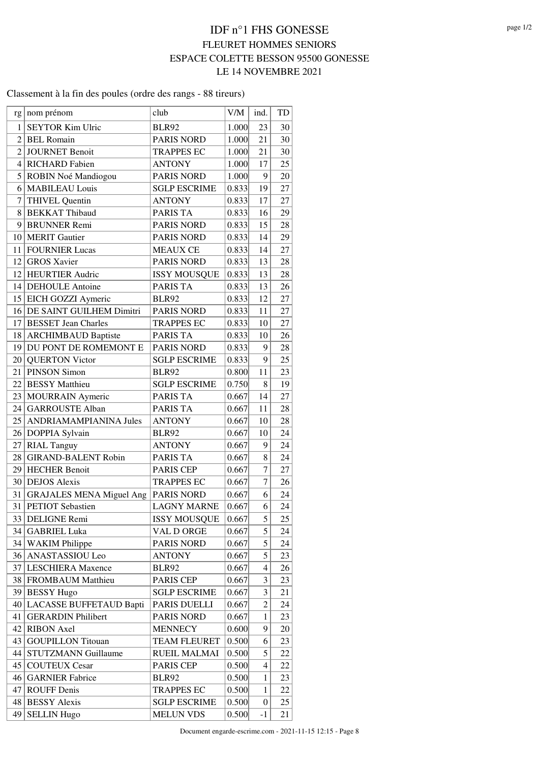# IDF n°1 FHS GONESSE

## FLEURET HOMMES SENIORS

## ESPACE COLETTE BESSON 95500 GONESSE

## LE 14 NOVEMBRE 2021

Classement à la fin des poules (ordre des rangs - 88 tireurs)

| rg | nom prénom | club | V/M | ind. | TD |
|---|---|---|---|---|---|
| 1 | SEYTOR Kim Ulric | BLR92 | 1.000 | 23 | 30 |
| 2 | BEL Romain | PARIS NORD | 1.000 | 21 | 30 |
| 2 | JOURNET Benoit | TRAPPES EC | 1.000 | 21 | 30 |
| 4 | RICHARD Fabien | ANTONY | 1.000 | 17 | 25 |
| 5 | ROBIN Noé Mandiogou | PARIS NORD | 1.000 | 9 | 20 |
| 6 | MABILEAU Louis | SGLP ESCRIME | 0.833 | 19 | 27 |
| 7 | THIVEL Quentin | ANTONY | 0.833 | 17 | 27 |
| 8 | BEKKAT Thibaud | PARIS TA | 0.833 | 16 | 29 |
| 9 | BRUNNER Remi | PARIS NORD | 0.833 | 15 | 28 |
| 10 | MERIT Gautier | PARIS NORD | 0.833 | 14 | 29 |
| 11 | FOURNIER Lucas | MEAUX CE | 0.833 | 14 | 27 |
| 12 | GROS Xavier | PARIS NORD | 0.833 | 13 | 28 |
| 12 | HEURTIER Audric | ISSY MOUSQUE | 0.833 | 13 | 28 |
| 14 | DEHOULE Antoine | PARIS TA | 0.833 | 13 | 26 |
| 15 | EICH GOZZI Aymeric | BLR92 | 0.833 | 12 | 27 |
| 16 | DE SAINT GUILHEM Dimitri | PARIS NORD | 0.833 | 11 | 27 |
| 17 | BESSET Jean Charles | TRAPPES EC | 0.833 | 10 | 27 |
| 18 | ARCHIMBAUD Baptiste | PARIS TA | 0.833 | 10 | 26 |
| 19 | DU PONT DE ROMEMONT E | PARIS NORD | 0.833 | 9 | 28 |
| 20 | QUERTON Victor | SGLP ESCRIME | 0.833 | 9 | 25 |
| 21 | PINSON Simon | BLR92 | 0.800 | 11 | 23 |
| 22 | BESSY Matthieu | SGLP ESCRIME | 0.750 | 8 | 19 |
| 23 | MOURRAIN Aymeric | PARIS TA | 0.667 | 14 | 27 |
| 24 | GARROUSTE Alban | PARIS TA | 0.667 | 11 | 28 |
| 25 | ANDRIAMAMPIANINA Jules | ANTONY | 0.667 | 10 | 28 |
| 26 | DOPPIA Sylvain | BLR92 | 0.667 | 10 | 24 |
| 27 | RIAL Tanguy | ANTONY | 0.667 | 9 | 24 |
| 28 | GIRAND-BALENT Robin | PARIS TA | 0.667 | 8 | 24 |
| 29 | HECHER Benoit | PARIS CEP | 0.667 | 7 | 27 |
| 30 | DEJOS Alexis | TRAPPES EC | 0.667 | 7 | 26 |
| 31 | GRAJALES MENA Miguel Ang | PARIS NORD | 0.667 | 6 | 24 |
| 31 | PETIOT Sebastien | LAGNY MARNE | 0.667 | 6 | 24 |
| 33 | DELIGNE Remi | ISSY MOUSQUE | 0.667 | 5 | 25 |
| 34 | GABRIEL Luka | VAL D ORGE | 0.667 | 5 | 24 |
| 34 | WAKIM Philippe | PARIS NORD | 0.667 | 5 | 24 |
| 36 | ANASTASSIOU Leo | ANTONY | 0.667 | 5 | 23 |
| 37 | LESCHIERA Maxence | BLR92 | 0.667 | 4 | 26 |
| 38 | FROMBAUM Matthieu | PARIS CEP | 0.667 | 3 | 23 |
| 39 | BESSY Hugo | SGLP ESCRIME | 0.667 | 3 | 21 |
| 40 | LACASSE BUFFETAUD Bapti | PARIS DUELLI | 0.667 | 2 | 24 |
| 41 | GERARDIN Philibert | PARIS NORD | 0.667 | 1 | 23 |
| 42 | RIBON Axel | MENNECY | 0.600 | 9 | 20 |
| 43 | GOUPILLON Titouan | TEAM FLEURET | 0.500 | 6 | 23 |
| 44 | STUTZMANN Guillaume | RUEIL MALMAI | 0.500 | 5 | 22 |
| 45 | COUTEUX Cesar | PARIS CEP | 0.500 | 4 | 22 |
| 46 | GARNIER Fabrice | BLR92 | 0.500 | 1 | 23 |
| 47 | ROUFF Denis | TRAPPES EC | 0.500 | 1 | 22 |
| 48 | BESSY Alexis | SGLP ESCRIME | 0.500 | 0 | 25 |
| 49 | SELLIN Hugo | MELUN VDS | 0.500 | -1 | 21 |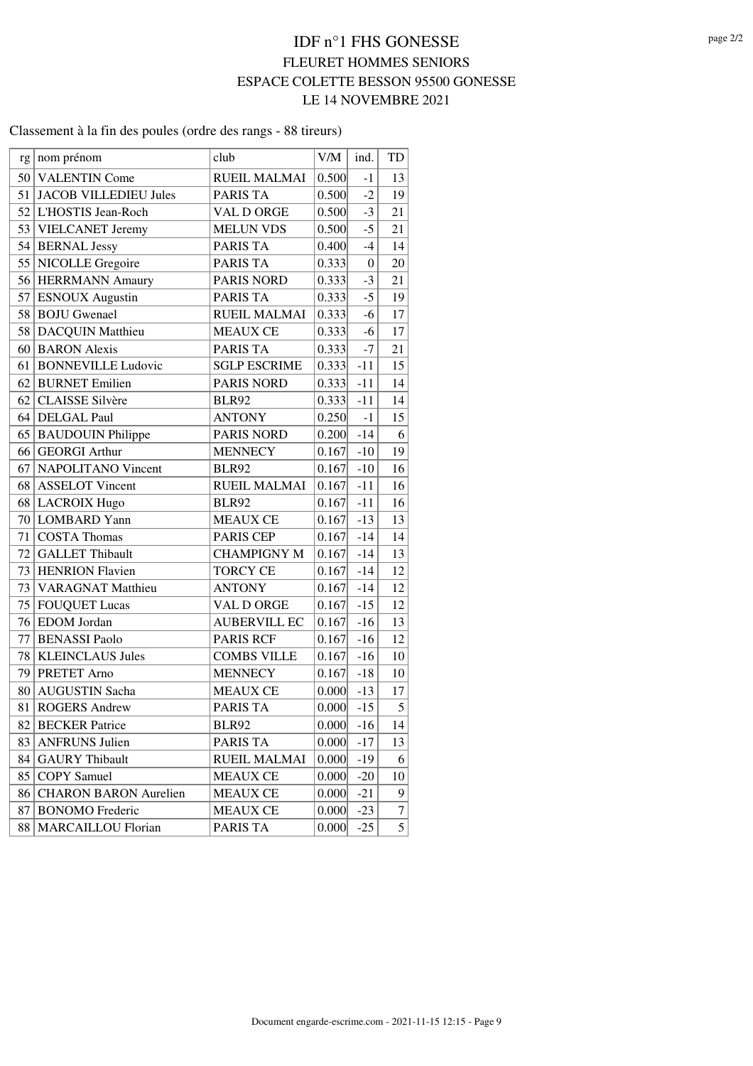# IDF n°1 FHS GONESSE

FLEURET HOMMES SENIORS

ESPACE COLETTE BESSON 95500 GONESSE

LE 14 NOVEMBRE 2021

Classement à la fin des poules (ordre des rangs - 88 tireurs)

| rg | nom prénom | club | V/M | ind. | TD |
|---|---|---|---|---|---|
| 50 | VALENTIN Come | RUEIL MALMAI | 0.500 | -1 | 13 |
| 51 | JACOB VILLEDIEU Jules | PARIS TA | 0.500 | -2 | 19 |
| 52 | L'HOSTIS Jean-Roch | VAL D ORGE | 0.500 | -3 | 21 |
| 53 | VIELCANET Jeremy | MELUN VDS | 0.500 | -5 | 21 |
| 54 | BERNAL Jessy | PARIS TA | 0.400 | -4 | 14 |
| 55 | NICOLLE Gregoire | PARIS TA | 0.333 | 0 | 20 |
| 56 | HERRMANN Amaury | PARIS NORD | 0.333 | -3 | 21 |
| 57 | ESNOUX Augustin | PARIS TA | 0.333 | -5 | 19 |
| 58 | BOJU Gwenael | RUEIL MALMAI | 0.333 | -6 | 17 |
| 58 | DACQUIN Matthieu | MEAUX CE | 0.333 | -6 | 17 |
| 60 | BARON Alexis | PARIS TA | 0.333 | -7 | 21 |
| 61 | BONNEVILLE Ludovic | SGLP ESCRIME | 0.333 | -11 | 15 |
| 62 | BURNET Emilien | PARIS NORD | 0.333 | -11 | 14 |
| 62 | CLAISSE Silvère | BLR92 | 0.333 | -11 | 14 |
| 64 | DELGAL Paul | ANTONY | 0.250 | -1 | 15 |
| 65 | BAUDOUIN Philippe | PARIS NORD | 0.200 | -14 | 6 |
| 66 | GEORGI Arthur | MENNECY | 0.167 | -10 | 19 |
| 67 | NAPOLITANO Vincent | BLR92 | 0.167 | -10 | 16 |
| 68 | ASSELOT Vincent | RUEIL MALMAI | 0.167 | -11 | 16 |
| 68 | LACROIX Hugo | BLR92 | 0.167 | -11 | 16 |
| 70 | LOMBARD Yann | MEAUX CE | 0.167 | -13 | 13 |
| 71 | COSTA Thomas | PARIS CEP | 0.167 | -14 | 14 |
| 72 | GALLET Thibault | CHAMPIGNY M | 0.167 | -14 | 13 |
| 73 | HENRION Flavien | TORCY CE | 0.167 | -14 | 12 |
| 73 | VARAGNAT Matthieu | ANTONY | 0.167 | -14 | 12 |
| 75 | FOUQUET Lucas | VAL D ORGE | 0.167 | -15 | 12 |
| 76 | EDOM Jordan | AUBERVILL EC | 0.167 | -16 | 13 |
| 77 | BENASSI Paolo | PARIS RCF | 0.167 | -16 | 12 |
| 78 | KLEINCLAUS Jules | COMBS VILLE | 0.167 | -16 | 10 |
| 79 | PRETET Arno | MENNECY | 0.167 | -18 | 10 |
| 80 | AUGUSTIN Sacha | MEAUX CE | 0.000 | -13 | 17 |
| 81 | ROGERS Andrew | PARIS TA | 0.000 | -15 | 5 |
| 82 | BECKER Patrice | BLR92 | 0.000 | -16 | 14 |
| 83 | ANFRUNS Julien | PARIS TA | 0.000 | -17 | 13 |
| 84 | GAURY Thibault | RUEIL MALMAI | 0.000 | -19 | 6 |
| 85 | COPY Samuel | MEAUX CE | 0.000 | -20 | 10 |
| 86 | CHARON BARON Aurelien | MEAUX CE | 0.000 | -21 | 9 |
| 87 | BONOMO Frederic | MEAUX CE | 0.000 | -23 | 7 |
| 88 | MARCAILLOU Florian | PARIS TA | 0.000 | -25 | 5 |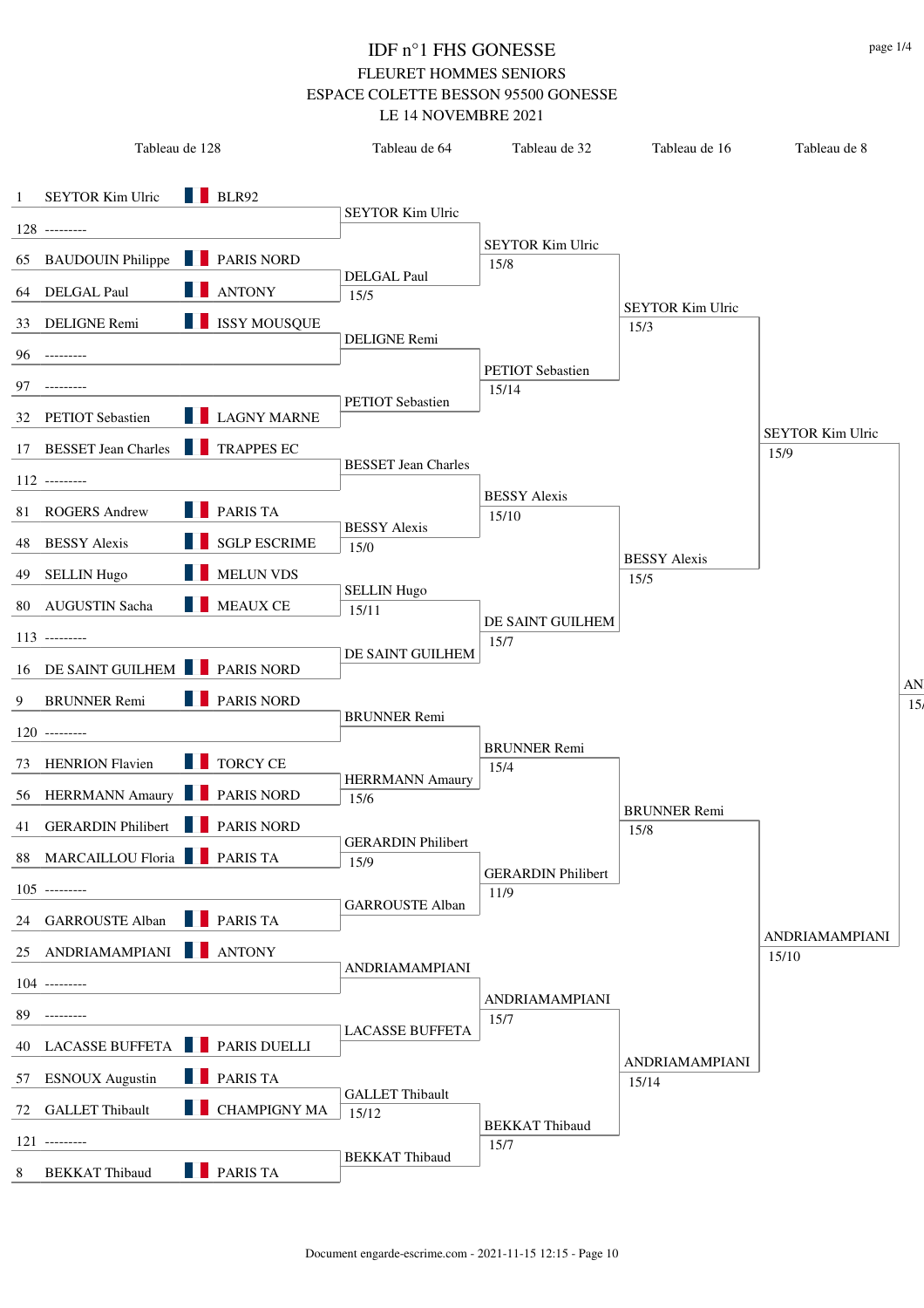# IDF n°1 FHS GONESSE

FLEURET HOMMES SENIORS

ESPACE COLETTE BESSON 95500 GONESSE

LE 14 NOVEMBRE 2021

page 1/4

## Tableau de 128

| | | | |
|---|---|---|---|
| 1 | SEYTOR Kim Ulric | | BLR92 |
| 128 | --------- | | |
| 65 | BAUDOUIN Philippe | | PARIS NORD |
| 64 | DELGAL Paul | | ANTONY |
| 33 | DELIGNE Remi | | ISSY MOUSQUE |
| 96 | --------- | | |
| 97 | --------- | | |
| 32 | PETIOT Sebastien | | LAGNY MARNE |
| 17 | BESSET Jean Charles | | TRAPPES EC |
| 112 | --------- | | |
| 81 | ROGERS Andrew | | PARIS TA |
| 48 | BESSY Alexis | | SGLP ESCRIME |
| 49 | SELLIN Hugo | | MELUN VDS |
| 80 | AUGUSTIN Sacha | | MEAUX CE |
| 113 | --------- | | |
| 16 | DE SAINT GUILHEM | | PARIS NORD |
| 9 | BRUNNER Remi | | PARIS NORD |
| 120 | --------- | | |
| 73 | HENRION Flavien | | TORCY CE |
| 56 | HERRMANN Amaury | | PARIS NORD |
| 41 | GERARDIN Philibert | | PARIS NORD |
| 88 | MARCAILLOU Floria | | PARIS TA |
| 105 | --------- | | |
| 24 | GARROUSTE Alban | | PARIS TA |
| 25 | ANDRIAMAMPIANI | | ANTONY |
| 104 | --------- | | |
| 89 | --------- | | |
| 40 | LACASSE BUFFETA | | PARIS DUELLI |
| 57 | ESNOUX Augustin | | PARIS TA |
| 72 | GALLET Thibault | | CHAMPIGNY MA |
| 121 | --------- | | |
| 8 | BEKKAT Thibaud | | PARIS TA |

## Tableau de 64

- SEYTOR Kim Ulric
- DELGAL Paul 15/5
- DELIGNE Remi
- PETIOT Sebastien
- BESSET Jean Charles
- BESSY Alexis 15/0
- SELLIN Hugo 15/11
- DE SAINT GUILHEM
- BRUNNER Remi
- HERRMANN Amaury 15/6
- GERARDIN Philibert 15/9
- GARROUSTE Alban
- ANDRIAMAMPIANI
- LACASSE BUFFETA
- GALLET Thibault 15/12
- BEKKAT Thibaud

## Tableau de 32

- SEYTOR Kim Ulric 15/8
- PETIOT Sebastien 15/14
- BESSY Alexis 15/10
- DE SAINT GUILHEM 15/7
- BRUNNER Remi 15/4
- GERARDIN Philibert 11/9
- ANDRIAMAMPIANI 15/7
- BEKKAT Thibaud 15/7

## Tableau de 16

- SEYTOR Kim Ulric 15/3
- BESSY Alexis 15/5
- BRUNNER Remi 15/8
- ANDRIAMAMPIANI 15/14

## Tableau de 8

- SEYTOR Kim Ulric 15/9
- ANDRIAMAMPIANI 15/10

AN
15/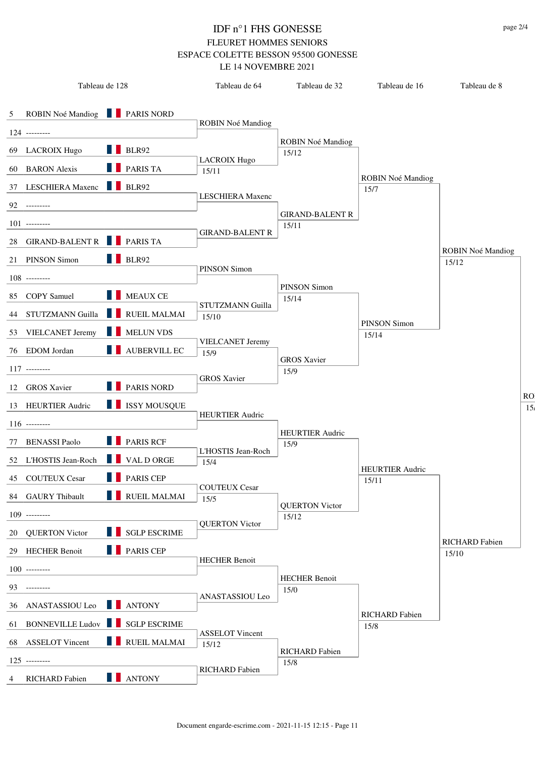# IDF n°1 FHS GONESSE

FLEURET HOMMES SENIORS
ESPACE COLETTE BESSON 95500 GONESSE
LE 14 NOVEMBRE 2021

| Tableau de 128 | | Tableau de 64 | Tableau de 32 | Tableau de 16 | Tableau de 8 |
|---|---|---|---|---|---|
| 5 ROBIN Noé Mandiog | PARIS NORD | ROBIN Noé Mandiog | ROBIN Noé Mandiog 15/12 | ROBIN Noé Mandiog 15/7 | ROBIN Noé Mandiog 15/12 |
| 124 --------- | | | | | |
| 69 LACROIX Hugo | BLR92 | LACROIX Hugo 15/11 | | | |
| 60 BARON Alexis | PARIS TA | | | | |
| 37 LESCHIERA Maxenc | BLR92 | LESCHIERA Maxenc | GIRAND-BALENT R 15/11 | | |
| 92 --------- | | | | | |
| 101 --------- | | GIRAND-BALENT R | | | |
| 28 GIRAND-BALENT R | PARIS TA | | | | |
| 21 PINSON Simon | BLR92 | PINSON Simon | PINSON Simon 15/14 | PINSON Simon 15/14 | |
| 108 --------- | | | | | |
| 85 COPY Samuel | MEAUX CE | STUTZMANN Guilla 15/10 | | | |
| 44 STUTZMANN Guilla | RUEIL MALMAI | | | | |
| 53 VIELCANET Jeremy | MELUN VDS | VIELCANET Jeremy 15/9 | GROS Xavier 15/9 | | |
| 76 EDOM Jordan | AUBERVILL EC | | | | |
| 117 --------- | | GROS Xavier | | | |
| 12 GROS Xavier | PARIS NORD | | | | |
| 13 HEURTIER Audric | ISSY MOUSQUE | HEURTIER Audric | HEURTIER Audric 15/9 | HEURTIER Audric 15/11 | RICHARD Fabien 15/10 |
| 116 --------- | | | | | |
| 77 BENASSI Paolo | PARIS RCF | L'HOSTIS Jean-Roch 15/4 | | | |
| 52 L'HOSTIS Jean-Roch | VAL D ORGE | | | | |
| 45 COUTEUX Cesar | PARIS CEP | COUTEUX Cesar 15/5 | QUERTON Victor 15/12 | | |
| 84 GAURY Thibault | RUEIL MALMAI | | | | |
| 109 --------- | | QUERTON Victor | | | |
| 20 QUERTON Victor | SGLP ESCRIME | | | | |
| 29 HECHER Benoit | PARIS CEP | HECHER Benoit | HECHER Benoit 15/0 | RICHARD Fabien 15/8 | |
| 100 --------- | | | | | |
| 93 --------- | | ANASTASSIOU Leo | | | |
| 36 ANASTASSIOU Leo | ANTONY | | | | |
| 61 BONNEVILLE Ludov | SGLP ESCRIME | ASSELOT Vincent 15/12 | RICHARD Fabien 15/8 | | |
| 68 ASSELOT Vincent | RUEIL MALMAI | | | | |
| 125 --------- | | RICHARD Fabien | | | |
| 4 RICHARD Fabien | ANTONY | | | | |

RO
15/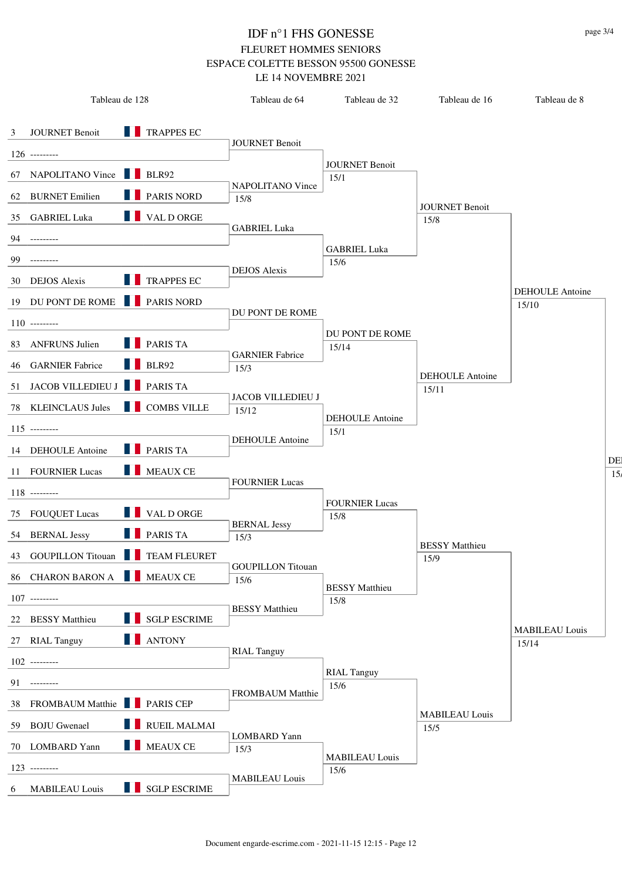# IDF n°1 FHS GONESSE

FLEURET HOMMES SENIORS

ESPACE COLETTE BESSON 95500 GONESSE

LE 14 NOVEMBRE 2021

page 3/4

| Tableau de 128 | | Tableau de 64 | Tableau de 32 | Tableau de 16 | Tableau de 8 |
|---|---|---|---|---|---|
| 3 JOURNET Benoit | TRAPPES EC | JOURNET Benoit | JOURNET Benoit 15/1 | JOURNET Benoit 15/8 | DEHOULE Antoine 15/10 |
| 126 --------- | | | | | |
| 67 NAPOLITANO Vince | BLR92 | NAPOLITANO Vince 15/8 | | | |
| 62 BURNET Emilien | PARIS NORD | | | | |
| 35 GABRIEL Luka | VAL D ORGE | GABRIEL Luka | GABRIEL Luka 15/6 | | |
| 94 --------- | | | | | |
| 99 --------- | | DEJOS Alexis | | | |
| 30 DEJOS Alexis | TRAPPES EC | | | | |
| 19 DU PONT DE ROME | PARIS NORD | DU PONT DE ROME | DU PONT DE ROME 15/14 | DEHOULE Antoine 15/11 | |
| 110 --------- | | | | | |
| 83 ANFRUNS Julien | PARIS TA | GARNIER Fabrice 15/3 | | | |
| 46 GARNIER Fabrice | BLR92 | | | | |
| 51 JACOB VILLEDIEU J | PARIS TA | JACOB VILLEDIEU J 15/12 | DEHOULE Antoine 15/1 | | |
| 78 KLEINCLAUS Jules | COMBS VILLE | | | | |
| 115 --------- | | DEHOULE Antoine | | | |
| 14 DEHOULE Antoine | PARIS TA | | | | |
| 11 FOURNIER Lucas | MEAUX CE | FOURNIER Lucas | FOURNIER Lucas 15/8 | BESSY Matthieu 15/9 | MABILEAU Louis 15/14 |
| 118 --------- | | | | | |
| 75 FOUQUET Lucas | VAL D ORGE | BERNAL Jessy 15/3 | | | |
| 54 BERNAL Jessy | PARIS TA | | | | |
| 43 GOUPILLON Titouan | TEAM FLEURET | GOUPILLON Titouan 15/6 | BESSY Matthieu 15/8 | | |
| 86 CHARON BARON A | MEAUX CE | | | | |
| 107 --------- | | BESSY Matthieu | | | |
| 22 BESSY Matthieu | SGLP ESCRIME | | | | |
| 27 RIAL Tanguy | ANTONY | RIAL Tanguy | RIAL Tanguy 15/6 | MABILEAU Louis 15/5 | |
| 102 --------- | | | | | |
| 91 --------- | | FROMBAUM Matthie | | | |
| 38 FROMBAUM Matthie | PARIS CEP | | | | |
| 59 BOJU Gwenael | RUEIL MALMAI | LOMBARD Yann 15/3 | MABILEAU Louis 15/6 | | |
| 70 LOMBARD Yann | MEAUX CE | | | | |
| 123 --------- | | MABILEAU Louis | | | |
| 6 MABILEAU Louis | SGLP ESCRIME | | | | |

DE
15/

Document engarde-escrime.com - 2021-11-15 12:15 - Page 12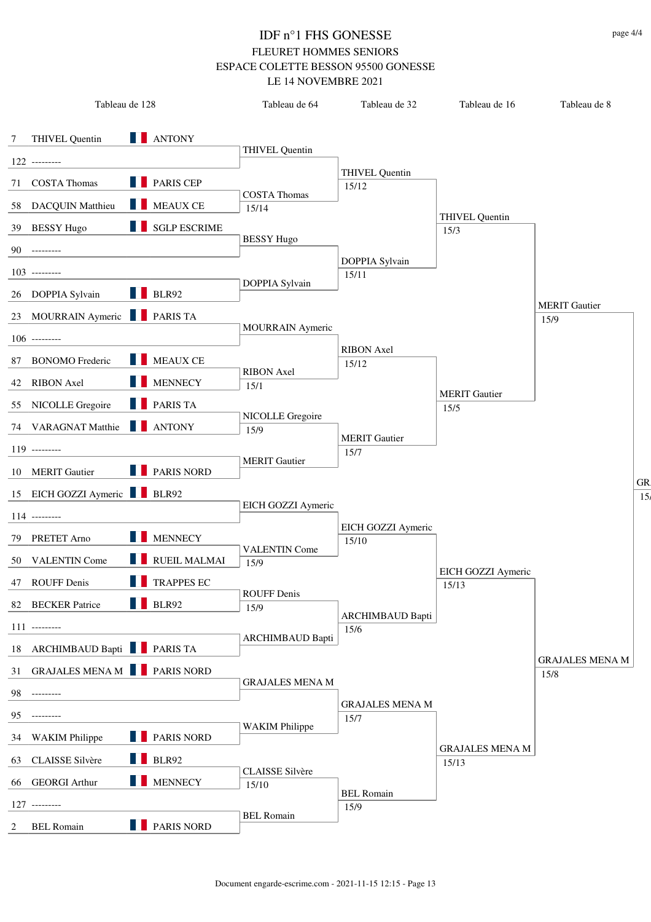# IDF n°1 FHS GONESSE

FLEURET HOMMES SENIORS

ESPACE COLETTE BESSON 95500 GONESSE

LE 14 NOVEMBRE 2021

| Tableau de 128 | | Tableau de 64 | Tableau de 32 | Tableau de 16 | Tableau de 8 |
|---|---|---|---|---|---|
| 7 THIVEL Quentin | ANTONY | THIVEL Quentin | THIVEL Quentin 15/12 | THIVEL Quentin 15/3 | MERIT Gautier 15/9 |
| 122 --------- | | | | | |
| 71 COSTA Thomas | PARIS CEP | COSTA Thomas 15/14 | | | |
| 58 DACQUIN Matthieu | MEAUX CE | | | | |
| 39 BESSY Hugo | SGLP ESCRIME | BESSY Hugo | DOPPIA Sylvain 15/11 | | |
| 90 --------- | | | | | |
| 103 --------- | | DOPPIA Sylvain | | | |
| 26 DOPPIA Sylvain | BLR92 | | | | |
| 23 MOURRAIN Aymeric | PARIS TA | MOURRAIN Aymeric | RIBON Axel 15/12 | MERIT Gautier 15/5 | |
| 106 --------- | | | | | |
| 87 BONOMO Frederic | MEAUX CE | RIBON Axel 15/1 | | | |
| 42 RIBON Axel | MENNECY | | | | |
| 55 NICOLLE Gregoire | PARIS TA | NICOLLE Gregoire 15/9 | MERIT Gautier 15/7 | | |
| 74 VARAGNAT Matthie | ANTONY | | | | |
| 119 --------- | | MERIT Gautier | | | |
| 10 MERIT Gautier | PARIS NORD | | | | |
| 15 EICH GOZZI Aymeric | BLR92 | EICH GOZZI Aymeric | EICH GOZZI Aymeric 15/10 | EICH GOZZI Aymeric 15/13 | GRAJALES MENA M 15/8 |
| 114 --------- | | | | | |
| 79 PRETET Arno | MENNECY | VALENTIN Come 15/9 | | | |
| 50 VALENTIN Come | RUEIL MALMAI | | | | |
| 47 ROUFF Denis | TRAPPES EC | ROUFF Denis 15/9 | ARCHIMBAUD Bapti 15/6 | | |
| 82 BECKER Patrice | BLR92 | | | | |
| 111 --------- | | ARCHIMBAUD Bapti | | | |
| 18 ARCHIMBAUD Bapti | PARIS TA | | | | |
| 31 GRAJALES MENA M | PARIS NORD | GRAJALES MENA M | GRAJALES MENA M 15/7 | GRAJALES MENA M 15/13 | |
| 98 --------- | | | | | |
| 95 --------- | | WAKIM Philippe | | | |
| 34 WAKIM Philippe | PARIS NORD | | | | |
| 63 CLAISSE Silvère | BLR92 | CLAISSE Silvère 15/10 | BEL Romain 15/9 | | |
| 66 GEORGI Arthur | MENNECY | | | | |
| 127 --------- | | BEL Romain | | | |
| 2 BEL Romain | PARIS NORD | | | | |

GR... 15/...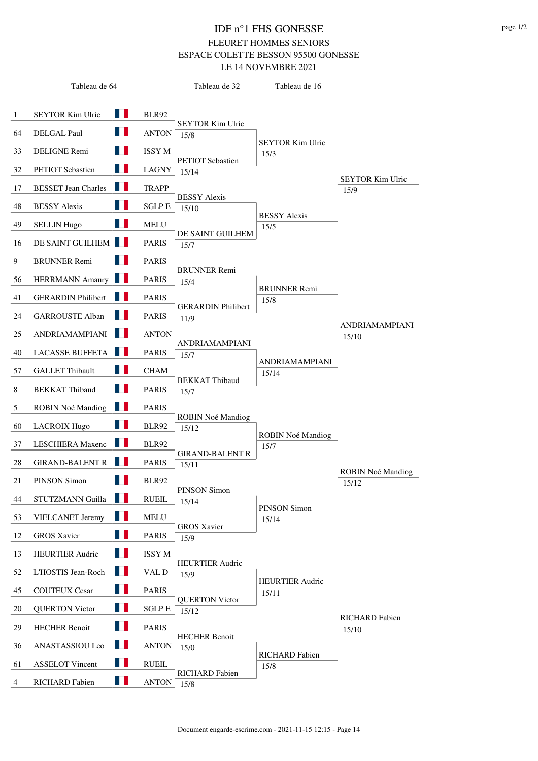# IDF n°1 FHS GONESSE

FLEURET HOMMES SENIORS

ESPACE COLETTE BESSON 95500 GONESSE

LE 14 NOVEMBRE 2021

## Tableau de 64

| Seed | Name | Club |
|---|---|---|
| 1 | SEYTOR Kim Ulric | BLR92 |
| 64 | DELGAL Paul | ANTON |
| 33 | DELIGNE Remi | ISSY M |
| 32 | PETIOT Sebastien | LAGNY |
| 17 | BESSET Jean Charles | TRAPP |
| 48 | BESSY Alexis | SGLP E |
| 49 | SELLIN Hugo | MELU |
| 16 | DE SAINT GUILHEM | PARIS |
| 9 | BRUNNER Remi | PARIS |
| 56 | HERRMANN Amaury | PARIS |
| 41 | GERARDIN Philibert | PARIS |
| 24 | GARROUSTE Alban | PARIS |
| 25 | ANDRIAMAMPIANI | ANTON |
| 40 | LACASSE BUFFETA | PARIS |
| 57 | GALLET Thibault | CHAM |
| 8 | BEKKAT Thibaud | PARIS |
| 5 | ROBIN Noé Mandiog | PARIS |
| 60 | LACROIX Hugo | BLR92 |
| 37 | LESCHIERA Maxenc | BLR92 |
| 28 | GIRAND-BALENT R | PARIS |
| 21 | PINSON Simon | BLR92 |
| 44 | STUTZMANN Guilla | RUEIL |
| 53 | VIELCANET Jeremy | MELU |
| 12 | GROS Xavier | PARIS |
| 13 | HEURTIER Audric | ISSY M |
| 52 | L'HOSTIS Jean-Roch | VAL D |
| 45 | COUTEUX Cesar | PARIS |
| 20 | QUERTON Victor | SGLP E |
| 29 | HECHER Benoit | PARIS |
| 36 | ANASTASSIOU Leo | ANTON |
| 61 | ASSELOT Vincent | RUEIL |
| 4 | RICHARD Fabien | ANTON |

## Tableau de 32

| Winner | Score |
|---|---|
| SEYTOR Kim Ulric | 15/8 |
| PETIOT Sebastien | 15/14 |
| BESSY Alexis | 15/10 |
| DE SAINT GUILHEM | 15/7 |
| BRUNNER Remi | 15/4 |
| GERARDIN Philibert | 11/9 |
| ANDRIAMAMPIANI | 15/7 |
| BEKKAT Thibaud | 15/7 |
| ROBIN Noé Mandiog | 15/12 |
| GIRAND-BALENT R | 15/11 |
| PINSON Simon | 15/14 |
| GROS Xavier | 15/9 |
| HEURTIER Audric | 15/9 |
| QUERTON Victor | 15/12 |
| HECHER Benoit | 15/0 |
| RICHARD Fabien | 15/8 |

## Tableau de 16

| Winner | Score |
|---|---|
| SEYTOR Kim Ulric | 15/3 |
| BESSY Alexis | 15/5 |
| BRUNNER Remi | 15/8 |
| ANDRIAMAMPIANI | 15/14 |
| ROBIN Noé Mandiog | 15/7 |
| PINSON Simon | 15/14 |
| HEURTIER Audric | 15/11 |
| RICHARD Fabien | 15/8 |

## Quarts de finale

| Winner | Score |
|---|---|
| SEYTOR Kim Ulric | 15/9 |
| ANDRIAMAMPIANI | 15/10 |
| ROBIN Noé Mandiog | 15/12 |
| RICHARD Fabien | 15/10 |

Document engarde-escrime.com - 2021-11-15 12:15 - Page 14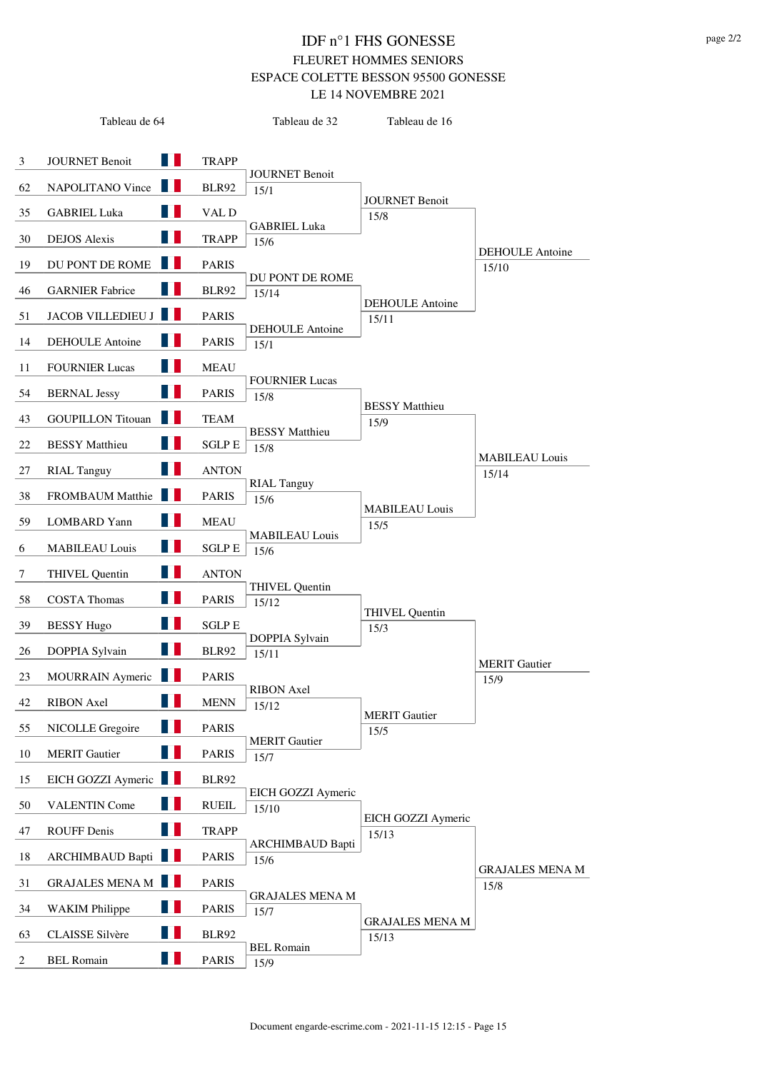# IDF n°1 FHS GONESSE

## FLEURET HOMMES SENIORS

## ESPACE COLETTE BESSON 95500 GONESSE

## LE 14 NOVEMBRE 2021

### Tableau de 64

| Rang | Nom | Club |
|---|---|---|
| 3 | JOURNET Benoit | TRAPP |
| 62 | NAPOLITANO Vince | BLR92 |
| 35 | GABRIEL Luka | VAL D |
| 30 | DEJOS Alexis | TRAPP |
| 19 | DU PONT DE ROME | PARIS |
| 46 | GARNIER Fabrice | BLR92 |
| 51 | JACOB VILLEDIEU J | PARIS |
| 14 | DEHOULE Antoine | PARIS |
| 11 | FOURNIER Lucas | MEAU |
| 54 | BERNAL Jessy | PARIS |
| 43 | GOUPILLON Titouan | TEAM |
| 22 | BESSY Matthieu | SGLP E |
| 27 | RIAL Tanguy | ANTON |
| 38 | FROMBAUM Matthie | PARIS |
| 59 | LOMBARD Yann | MEAU |
| 6 | MABILEAU Louis | SGLP E |
| 7 | THIVEL Quentin | ANTON |
| 58 | COSTA Thomas | PARIS |
| 39 | BESSY Hugo | SGLP E |
| 26 | DOPPIA Sylvain | BLR92 |
| 23 | MOURRAIN Aymeric | PARIS |
| 42 | RIBON Axel | MENN |
| 55 | NICOLLE Gregoire | PARIS |
| 10 | MERIT Gautier | PARIS |
| 15 | EICH GOZZI Aymeric | BLR92 |
| 50 | VALENTIN Come | RUEIL |
| 47 | ROUFF Denis | TRAPP |
| 18 | ARCHIMBAUD Bapti | PARIS |
| 31 | GRAJALES MENA M | PARIS |
| 34 | WAKIM Philippe | PARIS |
| 63 | CLAISSE Silvère | BLR92 |
| 2 | BEL Romain | PARIS |

### Tableau de 32

| Vainqueur | Score |
|---|---|
| JOURNET Benoit | 15/1 |
| GABRIEL Luka | 15/6 |
| DU PONT DE ROME | 15/14 |
| DEHOULE Antoine | 15/1 |
| FOURNIER Lucas | 15/8 |
| BESSY Matthieu | 15/8 |
| RIAL Tanguy | 15/6 |
| MABILEAU Louis | 15/6 |
| THIVEL Quentin | 15/12 |
| DOPPIA Sylvain | 15/11 |
| RIBON Axel | 15/12 |
| MERIT Gautier | 15/7 |
| EICH GOZZI Aymeric | 15/10 |
| ARCHIMBAUD Bapti | 15/6 |
| GRAJALES MENA M | 15/7 |
| BEL Romain | 15/9 |

### Tableau de 16

| Vainqueur | Score |
|---|---|
| JOURNET Benoit | 15/8 |
| DEHOULE Antoine | 15/11 |
| BESSY Matthieu | 15/9 |
| MABILEAU Louis | 15/5 |
| THIVEL Quentin | 15/3 |
| MERIT Gautier | 15/5 |
| EICH GOZZI Aymeric | 15/13 |
| GRAJALES MENA M | 15/13 |

### Tableau de 8

| Vainqueur | Score |
|---|---|
| DEHOULE Antoine | 15/10 |
| MABILEAU Louis | 15/14 |
| MERIT Gautier | 15/9 |
| GRAJALES MENA M | 15/8 |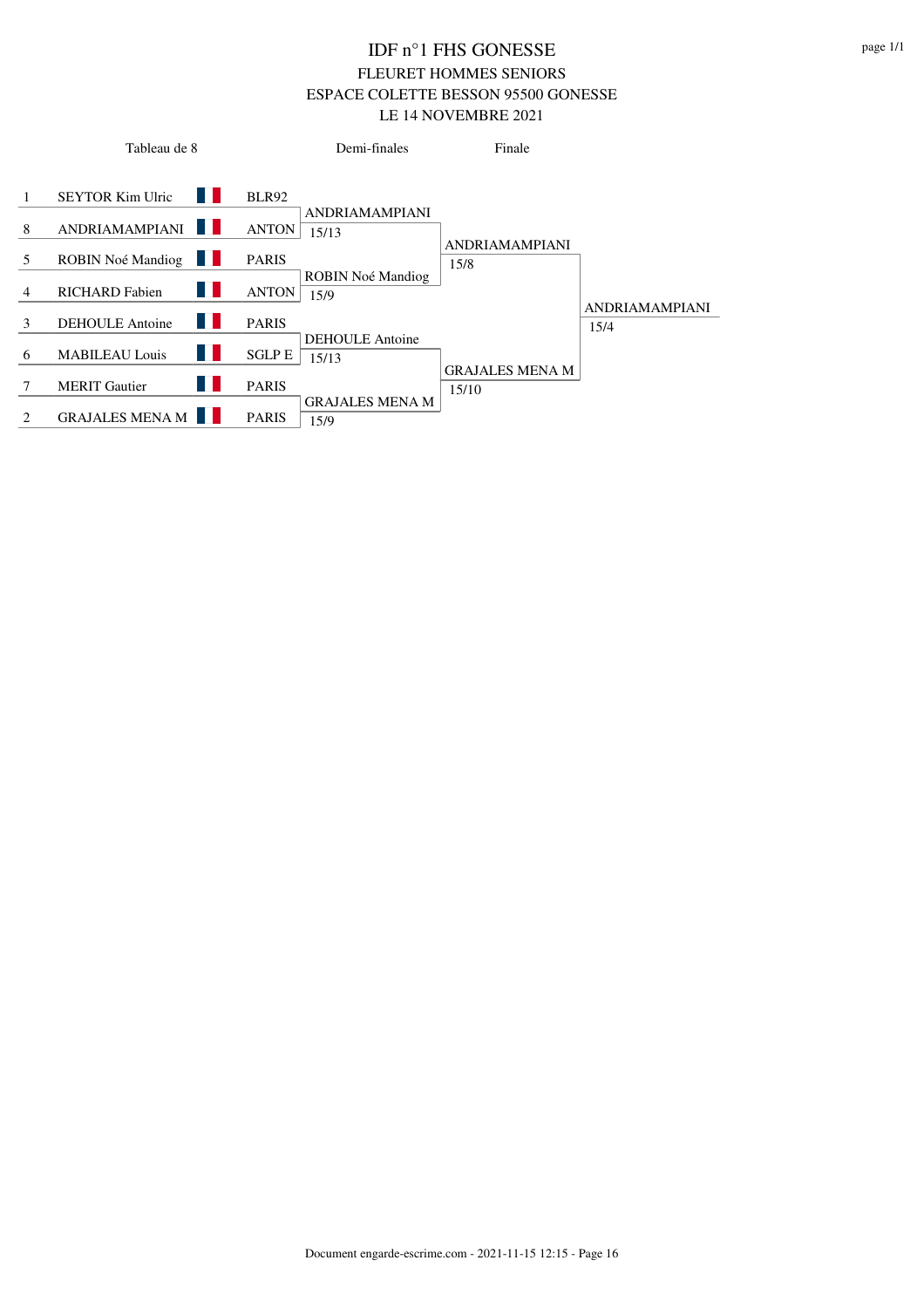# IDF n°1 FHS GONESSE

FLEURET HOMMES SENIORS

ESPACE COLETTE BESSON 95500 GONESSE

LE 14 NOVEMBRE 2021

| Tableau de 8 | | | Demi-finales | Finale | |
|---|---|---|---|---|---|
| 1 | SEYTOR Kim Ulric | BLR92 | | | |
| | | | ANDRIAMAMPIANI 15/13 | | |
| 8 | ANDRIAMAMPIANI | ANTON | | | |
| | | | | ANDRIAMAMPIANI 15/8 | |
| 5 | ROBIN Noé Mandiog | PARIS | | | |
| | | | ROBIN Noé Mandiog 15/9 | | |
| 4 | RICHARD Fabien | ANTON | | | |
| | | | | | ANDRIAMAMPIANI 15/4 |
| 3 | DEHOULE Antoine | PARIS | | | |
| | | | DEHOULE Antoine 15/13 | | |
| 6 | MABILEAU Louis | SGLP E | | | |
| | | | | GRAJALES MENA M 15/10 | |
| 7 | MERIT Gautier | PARIS | | | |
| | | | GRAJALES MENA M 15/9 | | |
| 2 | GRAJALES MENA M | PARIS | | | |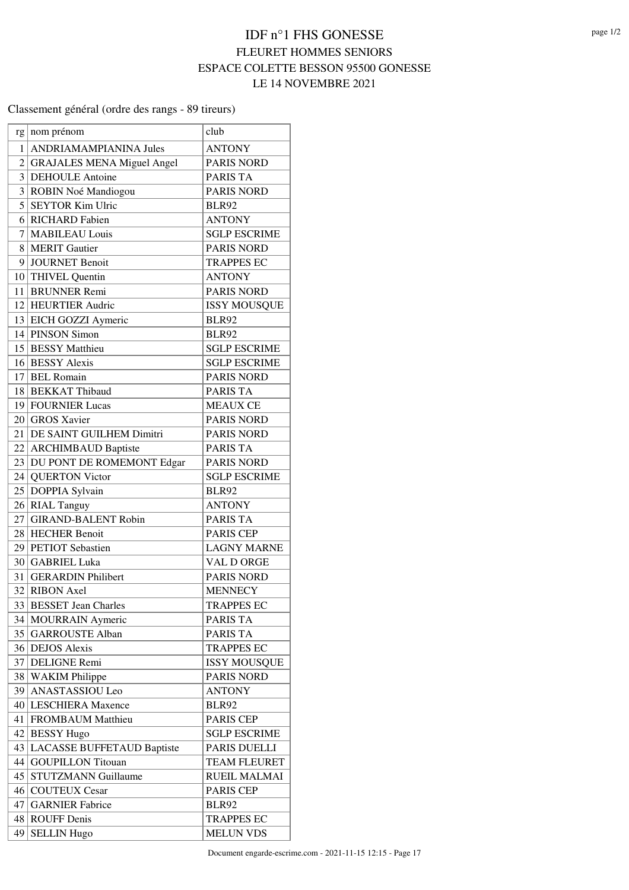# IDF n°1 FHS GONESSE

FLEURET HOMMES SENIORS

ESPACE COLETTE BESSON 95500 GONESSE

LE 14 NOVEMBRE 2021

Classement général (ordre des rangs - 89 tireurs)

| rg | nom prénom | club |
|---|---|---|
| 1 | ANDRIAMAMPIANINA Jules | ANTONY |
| 2 | GRAJALES MENA Miguel Angel | PARIS NORD |
| 3 | DEHOULE Antoine | PARIS TA |
| 3 | ROBIN Noé Mandiogou | PARIS NORD |
| 5 | SEYTOR Kim Ulric | BLR92 |
| 6 | RICHARD Fabien | ANTONY |
| 7 | MABILEAU Louis | SGLP ESCRIME |
| 8 | MERIT Gautier | PARIS NORD |
| 9 | JOURNET Benoit | TRAPPES EC |
| 10 | THIVEL Quentin | ANTONY |
| 11 | BRUNNER Remi | PARIS NORD |
| 12 | HEURTIER Audric | ISSY MOUSQUE |
| 13 | EICH GOZZI Aymeric | BLR92 |
| 14 | PINSON Simon | BLR92 |
| 15 | BESSY Matthieu | SGLP ESCRIME |
| 16 | BESSY Alexis | SGLP ESCRIME |
| 17 | BEL Romain | PARIS NORD |
| 18 | BEKKAT Thibaud | PARIS TA |
| 19 | FOURNIER Lucas | MEAUX CE |
| 20 | GROS Xavier | PARIS NORD |
| 21 | DE SAINT GUILHEM Dimitri | PARIS NORD |
| 22 | ARCHIMBAUD Baptiste | PARIS TA |
| 23 | DU PONT DE ROMEMONT Edgar | PARIS NORD |
| 24 | QUERTON Victor | SGLP ESCRIME |
| 25 | DOPPIA Sylvain | BLR92 |
| 26 | RIAL Tanguy | ANTONY |
| 27 | GIRAND-BALENT Robin | PARIS TA |
| 28 | HECHER Benoit | PARIS CEP |
| 29 | PETIOT Sebastien | LAGNY MARNE |
| 30 | GABRIEL Luka | VAL D ORGE |
| 31 | GERARDIN Philibert | PARIS NORD |
| 32 | RIBON Axel | MENNECY |
| 33 | BESSET Jean Charles | TRAPPES EC |
| 34 | MOURRAIN Aymeric | PARIS TA |
| 35 | GARROUSTE Alban | PARIS TA |
| 36 | DEJOS Alexis | TRAPPES EC |
| 37 | DELIGNE Remi | ISSY MOUSQUE |
| 38 | WAKIM Philippe | PARIS NORD |
| 39 | ANASTASSIOU Leo | ANTONY |
| 40 | LESCHIERA Maxence | BLR92 |
| 41 | FROMBAUM Matthieu | PARIS CEP |
| 42 | BESSY Hugo | SGLP ESCRIME |
| 43 | LACASSE BUFFETAUD Baptiste | PARIS DUELLI |
| 44 | GOUPILLON Titouan | TEAM FLEURET |
| 45 | STUTZMANN Guillaume | RUEIL MALMAI |
| 46 | COUTEUX Cesar | PARIS CEP |
| 47 | GARNIER Fabrice | BLR92 |
| 48 | ROUFF Denis | TRAPPES EC |
| 49 | SELLIN Hugo | MELUN VDS |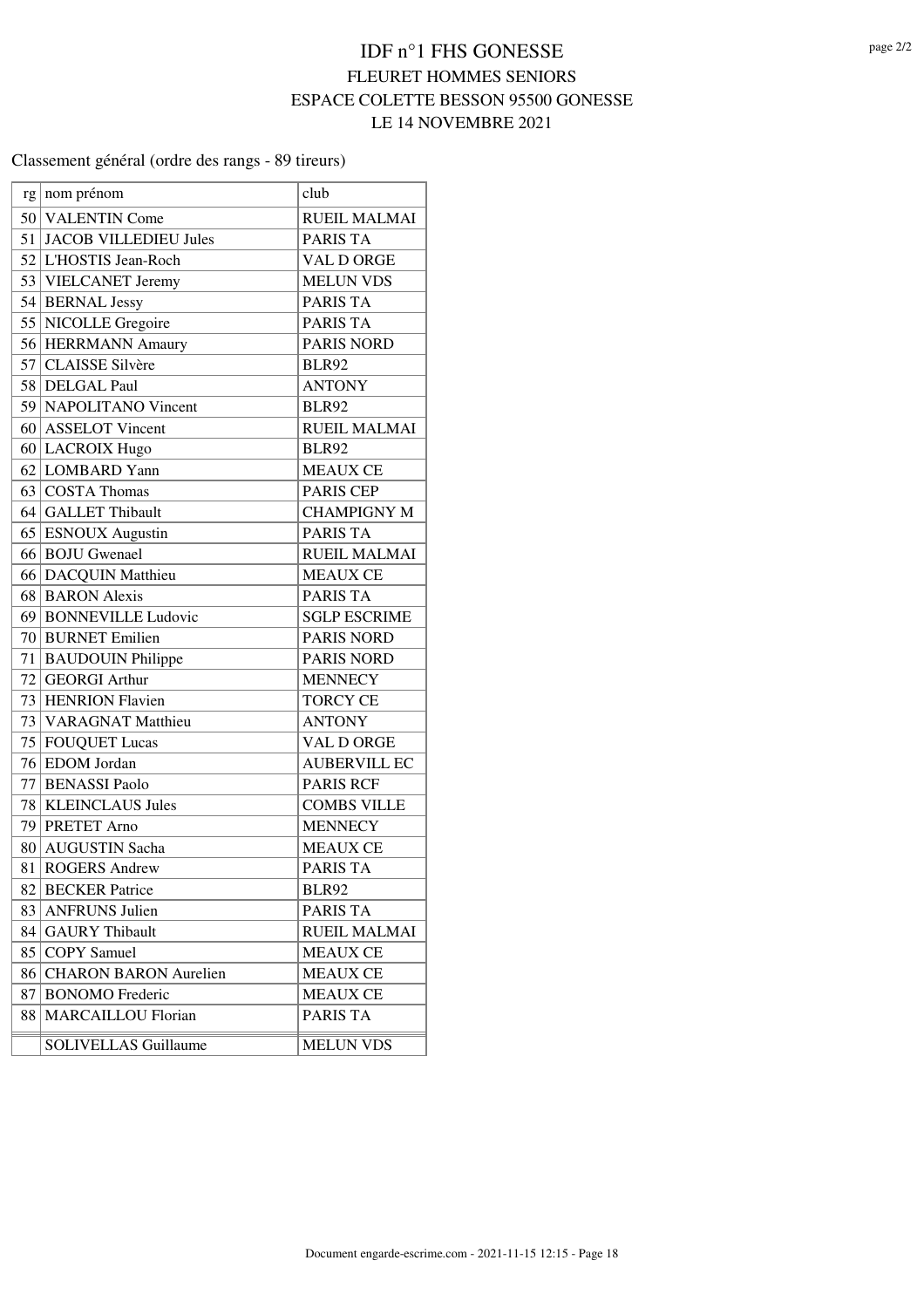# IDF n°1 FHS GONESSE

FLEURET HOMMES SENIORS

ESPACE COLETTE BESSON 95500 GONESSE

LE 14 NOVEMBRE 2021

Classement général (ordre des rangs - 89 tireurs)

| rg | nom prénom | club |
|---|---|---|
| 50 | VALENTIN Come | RUEIL MALMAI |
| 51 | JACOB VILLEDIEU Jules | PARIS TA |
| 52 | L'HOSTIS Jean-Roch | VAL D ORGE |
| 53 | VIELCANET Jeremy | MELUN VDS |
| 54 | BERNAL Jessy | PARIS TA |
| 55 | NICOLLE Gregoire | PARIS TA |
| 56 | HERRMANN Amaury | PARIS NORD |
| 57 | CLAISSE Silvère | BLR92 |
| 58 | DELGAL Paul | ANTONY |
| 59 | NAPOLITANO Vincent | BLR92 |
| 60 | ASSELOT Vincent | RUEIL MALMAI |
| 60 | LACROIX Hugo | BLR92 |
| 62 | LOMBARD Yann | MEAUX CE |
| 63 | COSTA Thomas | PARIS CEP |
| 64 | GALLET Thibault | CHAMPIGNY M |
| 65 | ESNOUX Augustin | PARIS TA |
| 66 | BOJU Gwenael | RUEIL MALMAI |
| 66 | DACQUIN Matthieu | MEAUX CE |
| 68 | BARON Alexis | PARIS TA |
| 69 | BONNEVILLE Ludovic | SGLP ESCRIME |
| 70 | BURNET Emilien | PARIS NORD |
| 71 | BAUDOUIN Philippe | PARIS NORD |
| 72 | GEORGI Arthur | MENNECY |
| 73 | HENRION Flavien | TORCY CE |
| 73 | VARAGNAT Matthieu | ANTONY |
| 75 | FOUQUET Lucas | VAL D ORGE |
| 76 | EDOM Jordan | AUBERVILL EC |
| 77 | BENASSI Paolo | PARIS RCF |
| 78 | KLEINCLAUS Jules | COMBS VILLE |
| 79 | PRETET Arno | MENNECY |
| 80 | AUGUSTIN Sacha | MEAUX CE |
| 81 | ROGERS Andrew | PARIS TA |
| 82 | BECKER Patrice | BLR92 |
| 83 | ANFRUNS Julien | PARIS TA |
| 84 | GAURY Thibault | RUEIL MALMAI |
| 85 | COPY Samuel | MEAUX CE |
| 86 | CHARON BARON Aurelien | MEAUX CE |
| 87 | BONOMO Frederic | MEAUX CE |
| 88 | MARCAILLOU Florian | PARIS TA |
| | SOLIVELLAS Guillaume | MELUN VDS |

Document engarde-escrime.com - 2021-11-15 12:15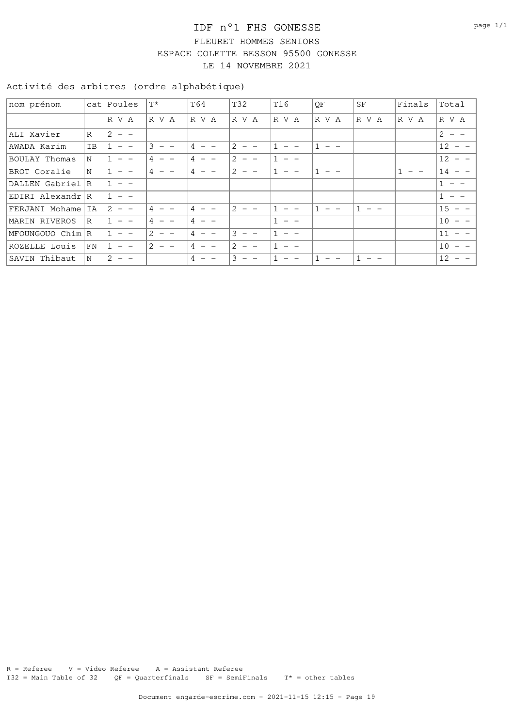# IDF n°1 FHS GONESSE

FLEURET HOMMES SENIORS
ESPACE COLETTE BESSON 95500 GONESSE
LE 14 NOVEMBRE 2021

Activité des arbitres (ordre alphabétique)

| nom prénom | cat | Poules | T* | T64 | T32 | T16 | QF | SF | Finals | Total |
|---|---|---|---|---|---|---|---|---|---|---|
| | | R V A | R V A | R V A | R V A | R V A | R V A | R V A | R V A | R V A |
| ALI Xavier | R | 2 - - | | | | | | | | 2 - - |
| AWADA Karim | IB | 1 - - | 3 - - | 4 - - | 2 - - | 1 - - | 1 - - | | | 12 - - |
| BOULAY Thomas | N | 1 - - | 4 - - | 4 - - | 2 - - | 1 - - | | | | 12 - - |
| BROT Coralie | N | 1 - - | 4 - - | 4 - - | 2 - - | 1 - - | 1 - - | | 1 - - | 14 - - |
| DALLEN Gabriel | R | 1 - - | | | | | | | | 1 - - |
| EDIRI Alexandr | R | 1 - - | | | | | | | | 1 - - |
| FERJANI Mohame | IA | 2 - - | 4 - - | 4 - - | 2 - - | 1 - - | 1 - - | 1 - - | | 15 - - |
| MARIN RIVEROS | R | 1 - - | 4 - - | 4 - - | | 1 - - | | | | 10 - - |
| MFOUNGOUO Chim | R | 1 - - | 2 - - | 4 - - | 3 - - | 1 - - | | | | 11 - - |
| ROZELLE Louis | FN | 1 - - | 2 - - | 4 - - | 2 - - | 1 - - | | | | 10 - - |
| SAVIN Thibaut | N | 2 - - | | 4 - - | 3 - - | 1 - - | 1 - - | 1 - - | | 12 - - |

R = Referee V = Video Referee A = Assistant Referee
T32 = Main Table of 32 QF = Quarterfinals SF = SemiFinals T* = other tables

Document engarde-escrime.com - 2021-11-15 12:15 - Page 19